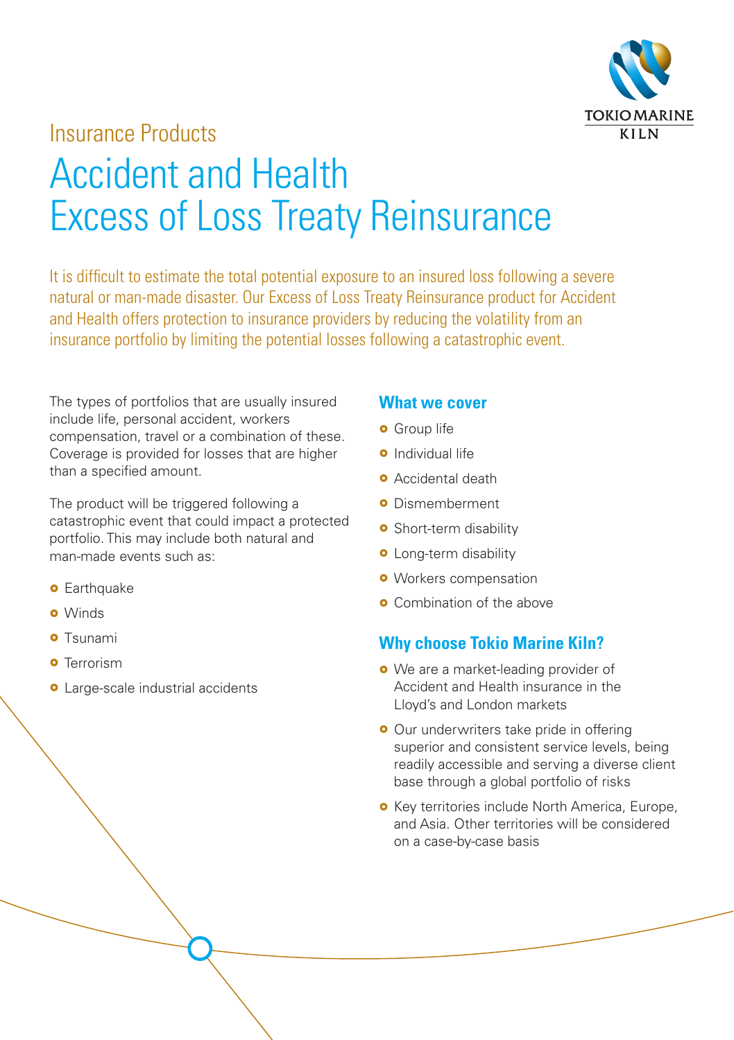Insurance Products

# Accident and Health Excess of Loss Treaty Reinsurance

It is difficult to estimate the total potential exposure to an insured loss following a severe natural or man-made disaster. Our Excess of Loss Treaty Reinsurance product for Accident and Health offers protection to insurance providers by reducing the volatility from an insurance portfolio by limiting the potential losses following a catastrophic event.

The types of portfolios that are usually insured include life, personal accident, workers compensation, travel or a combination of these. Coverage is provided for losses that are higher than a specified amount.

The product will be triggered following a catastrophic event that could impact a protected portfolio. This may include both natural and man-made events such as:

- Earthquake
- Winds
- Tsunami
- Terrorism
- Large-scale industrial accidents

## What we cover

- Group life
- Individual life
- Accidental death
- Dismemberment
- Short-term disability
- Long-term disability
- Workers compensation
- Combination of the above

## Why choose Tokio Marine Kiln?

- We are a market-leading provider of Accident and Health insurance in the Lloyd's and London markets
- Our underwriters take pride in offering superior and consistent service levels, being readily accessible and serving a diverse client base through a global portfolio of risks
- Key territories include North America, Europe, and Asia. Other territories will be considered on a case-by-case basis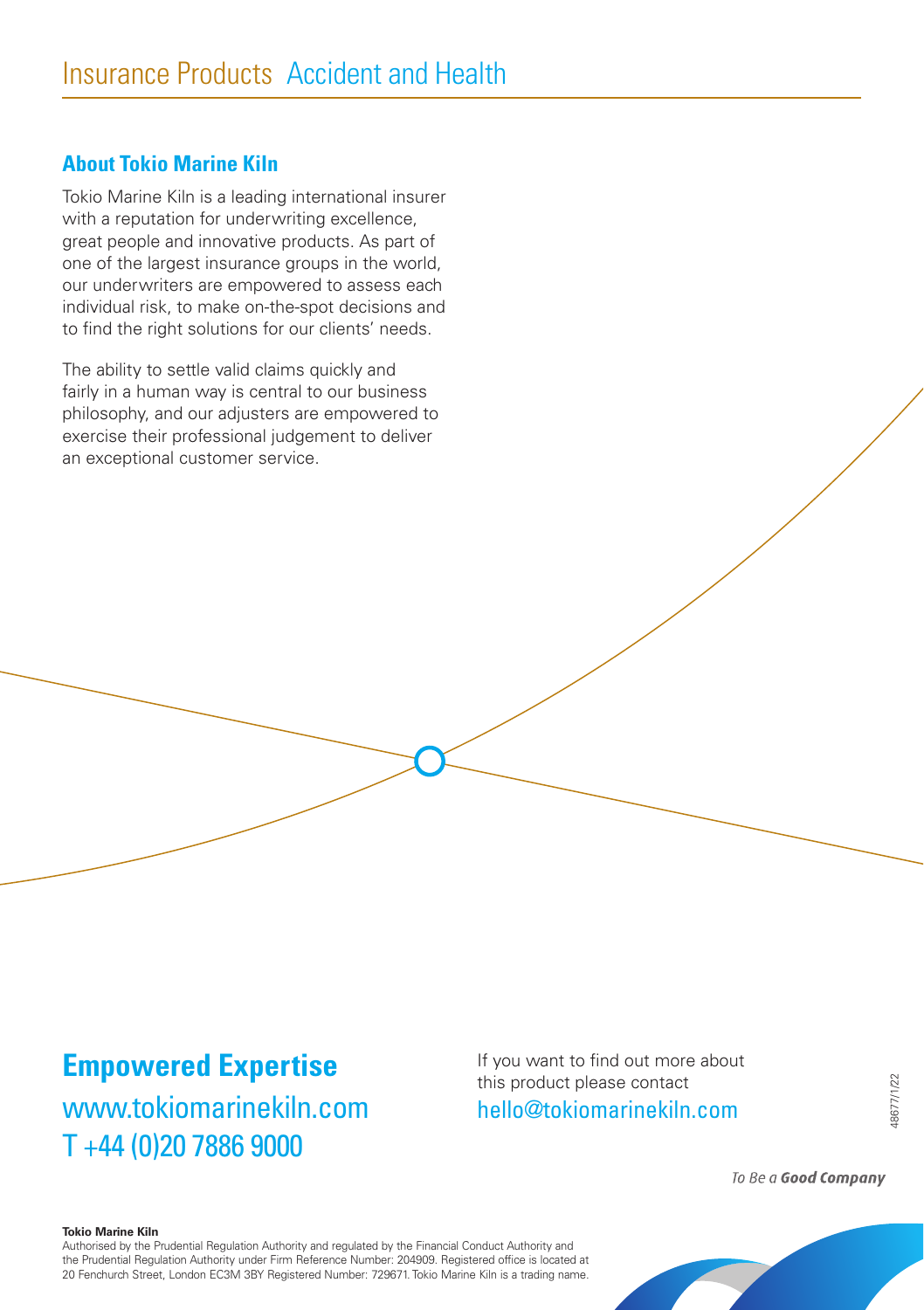## About Tokio Marine Kiln

Tokio Marine Kiln is a leading international insurer with a reputation for underwriting excellence, great people and innovative products. As part of one of the largest insurance groups in the world, our underwriters are empowered to assess each individual risk, to make on-the-spot decisions and to find the right solutions for our clients' needs.

The ability to settle valid claims quickly and fairly in a human way is central to our business philosophy, and our adjusters are empowered to exercise their professional judgement to deliver an exceptional customer service.

## Empowered Expertise

www.tokiomarinekiln.com

T +44 (0)20 7886 9000

If you want to find out more about this product please contact hello@tokiomarinekiln.com

48677/1/22

*To Be a **Good Company***

**Tokio Marine Kiln**

Authorised by the Prudential Regulation Authority and regulated by the Financial Conduct Authority and the Prudential Regulation Authority under Firm Reference Number: 204909. Registered office is located at 20 Fenchurch Street, London EC3M 3BY Registered Number: 729671. Tokio Marine Kiln is a trading name.